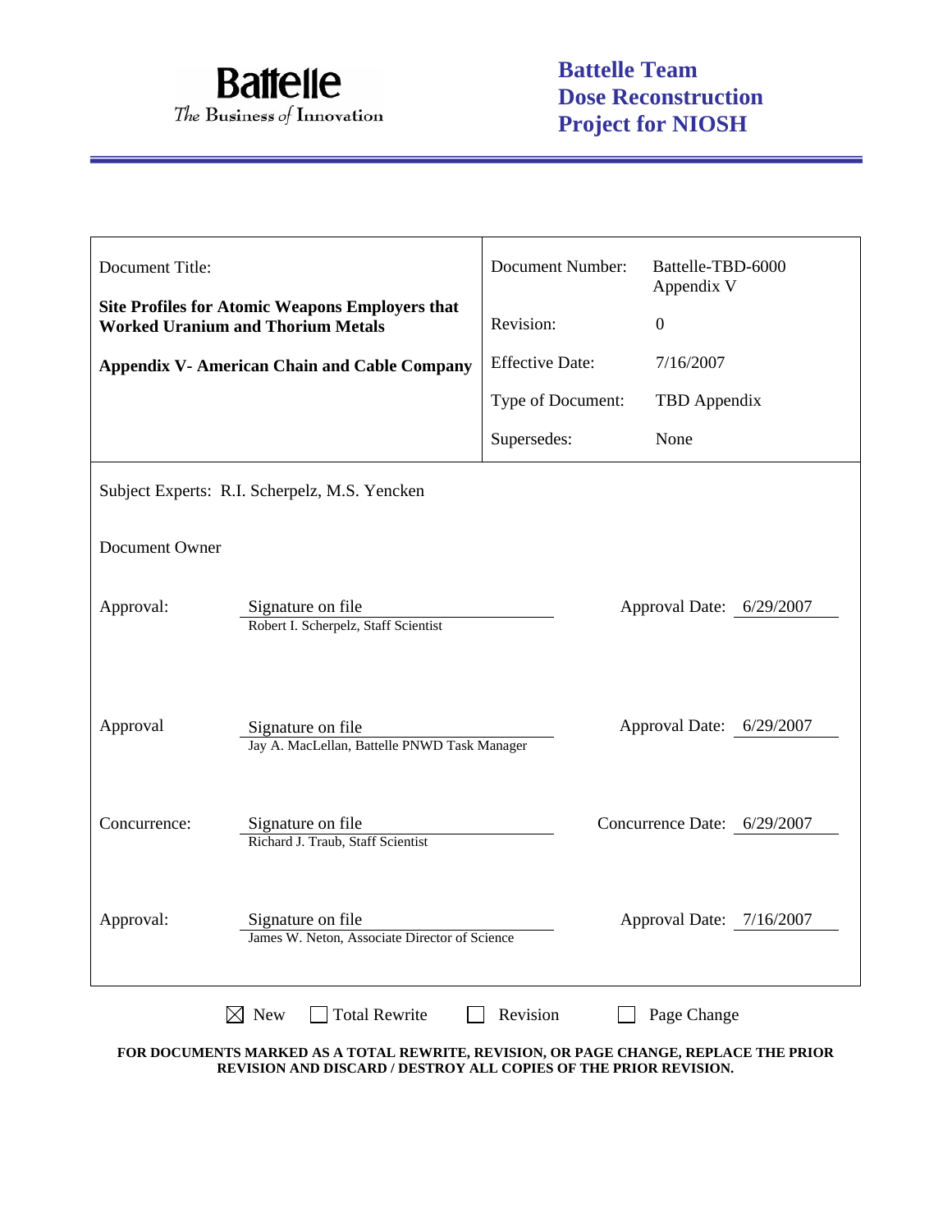**Battelle**
*The Business of Innovation*

**Battelle Team Dose Reconstruction Project for NIOSH**

| Document Title: | Document Number: | Battelle-TBD-6000 Appendix V |
|---|---|---|
| **Site Profiles for Atomic Weapons Employers that Worked Uranium and Thorium Metals** | Revision: | 0 |
| **Appendix V- American Chain and Cable Company** | Effective Date: | 7/16/2007 |
| | Type of Document: | TBD Appendix |
| | Supersedes: | None |

Subject Experts: R.I. Scherpelz, M.S. Yencken

Document Owner

| | | |
|---|---|---|
| Approval: | Signature on file<br>Robert I. Scherpelz, Staff Scientist | Approval Date: 6/29/2007 |
| Approval | Signature on file<br>Jay A. MacLellan, Battelle PNWD Task Manager | Approval Date: 6/29/2007 |
| Concurrence: | Signature on file<br>Richard J. Traub, Staff Scientist | Concurrence Date: 6/29/2007 |
| Approval: | Signature on file<br>James W. Neton, Associate Director of Science | Approval Date: 7/16/2007 |

☒ New ☐ Total Rewrite ☐ Revision ☐ Page Change

**FOR DOCUMENTS MARKED AS A TOTAL REWRITE, REVISION, OR PAGE CHANGE, REPLACE THE PRIOR REVISION AND DISCARD / DESTROY ALL COPIES OF THE PRIOR REVISION.**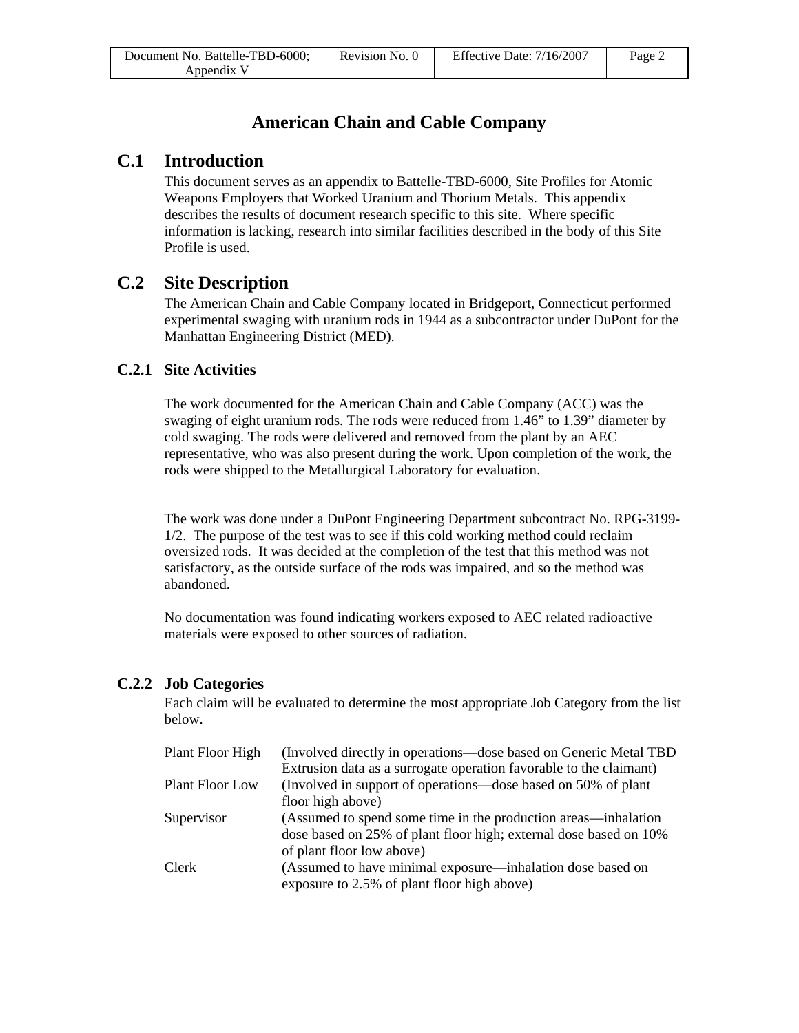# American Chain and Cable Company

## C.1 Introduction

This document serves as an appendix to Battelle-TBD-6000, Site Profiles for Atomic Weapons Employers that Worked Uranium and Thorium Metals. This appendix describes the results of document research specific to this site. Where specific information is lacking, research into similar facilities described in the body of this Site Profile is used.

## C.2 Site Description

The American Chain and Cable Company located in Bridgeport, Connecticut performed experimental swaging with uranium rods in 1944 as a subcontractor under DuPont for the Manhattan Engineering District (MED).

### C.2.1 Site Activities

The work documented for the American Chain and Cable Company (ACC) was the swaging of eight uranium rods. The rods were reduced from 1.46" to 1.39" diameter by cold swaging. The rods were delivered and removed from the plant by an AEC representative, who was also present during the work. Upon completion of the work, the rods were shipped to the Metallurgical Laboratory for evaluation.

The work was done under a DuPont Engineering Department subcontract No. RPG-3199-1/2. The purpose of the test was to see if this cold working method could reclaim oversized rods. It was decided at the completion of the test that this method was not satisfactory, as the outside surface of the rods was impaired, and so the method was abandoned.

No documentation was found indicating workers exposed to AEC related radioactive materials were exposed to other sources of radiation.

### C.2.2 Job Categories

Each claim will be evaluated to determine the most appropriate Job Category from the list below.

| | |
|---|---|
| Plant Floor High | (Involved directly in operations—dose based on Generic Metal TBD Extrusion data as a surrogate operation favorable to the claimant) |
| Plant Floor Low | (Involved in support of operations—dose based on 50% of plant floor high above) |
| Supervisor | (Assumed to spend some time in the production areas—inhalation dose based on 25% of plant floor high; external dose based on 10% of plant floor low above) |
| Clerk | (Assumed to have minimal exposure—inhalation dose based on exposure to 2.5% of plant floor high above) |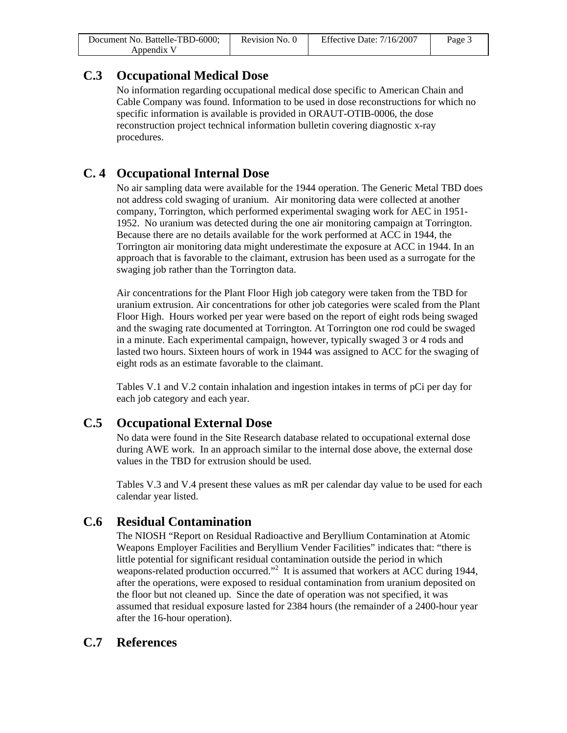## C.3 Occupational Medical Dose

No information regarding occupational medical dose specific to American Chain and Cable Company was found. Information to be used in dose reconstructions for which no specific information is available is provided in ORAUT-OTIB-0006, the dose reconstruction project technical information bulletin covering diagnostic x-ray procedures.

## C. 4 Occupational Internal Dose

No air sampling data were available for the 1944 operation. The Generic Metal TBD does not address cold swaging of uranium. Air monitoring data were collected at another company, Torrington, which performed experimental swaging work for AEC in 1951-1952. No uranium was detected during the one air monitoring campaign at Torrington. Because there are no details available for the work performed at ACC in 1944, the Torrington air monitoring data might underestimate the exposure at ACC in 1944. In an approach that is favorable to the claimant, extrusion has been used as a surrogate for the swaging job rather than the Torrington data.

Air concentrations for the Plant Floor High job category were taken from the TBD for uranium extrusion. Air concentrations for other job categories were scaled from the Plant Floor High. Hours worked per year were based on the report of eight rods being swaged and the swaging rate documented at Torrington. At Torrington one rod could be swaged in a minute. Each experimental campaign, however, typically swaged 3 or 4 rods and lasted two hours. Sixteen hours of work in 1944 was assigned to ACC for the swaging of eight rods as an estimate favorable to the claimant.

Tables V.1 and V.2 contain inhalation and ingestion intakes in terms of pCi per day for each job category and each year.

## C.5 Occupational External Dose

No data were found in the Site Research database related to occupational external dose during AWE work. In an approach similar to the internal dose above, the external dose values in the TBD for extrusion should be used.

Tables V.3 and V.4 present these values as mR per calendar day value to be used for each calendar year listed.

## C.6 Residual Contamination

The NIOSH “Report on Residual Radioactive and Beryllium Contamination at Atomic Weapons Employer Facilities and Beryllium Vender Facilities” indicates that: “there is little potential for significant residual contamination outside the period in which weapons-related production occurred.”[2] It is assumed that workers at ACC during 1944, after the operations, were exposed to residual contamination from uranium deposited on the floor but not cleaned up. Since the date of operation was not specified, it was assumed that residual exposure lasted for 2384 hours (the remainder of a 2400-hour year after the 16-hour operation).

## C.7 References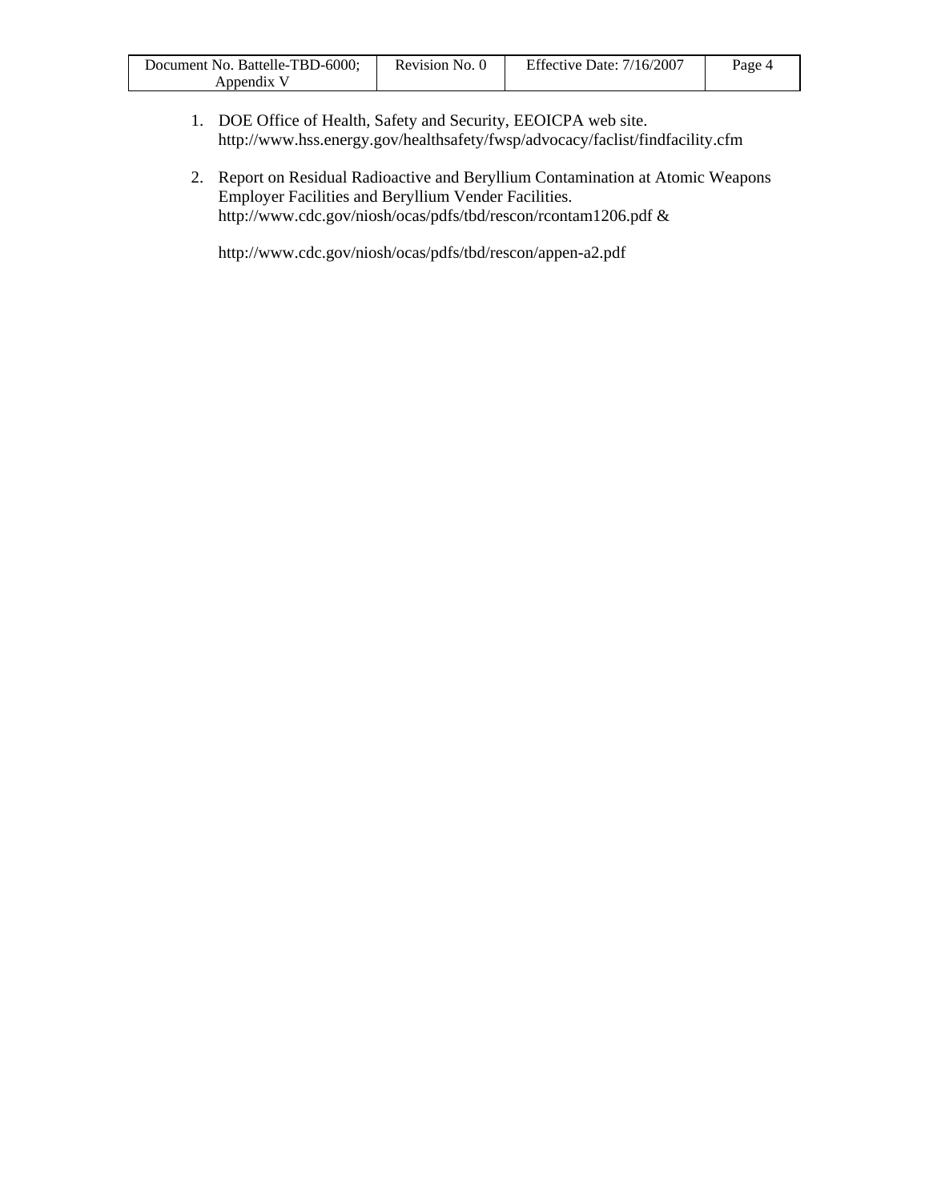1. DOE Office of Health, Safety and Security, EEOICPA web site. http://www.hss.energy.gov/healthsafety/fwsp/advocacy/faclist/findfacility.cfm

2. Report on Residual Radioactive and Beryllium Contamination at Atomic Weapons Employer Facilities and Beryllium Vender Facilities. http://www.cdc.gov/niosh/ocas/pdfs/tbd/rescon/rcontam1206.pdf &

   http://www.cdc.gov/niosh/ocas/pdfs/tbd/rescon/appen-a2.pdf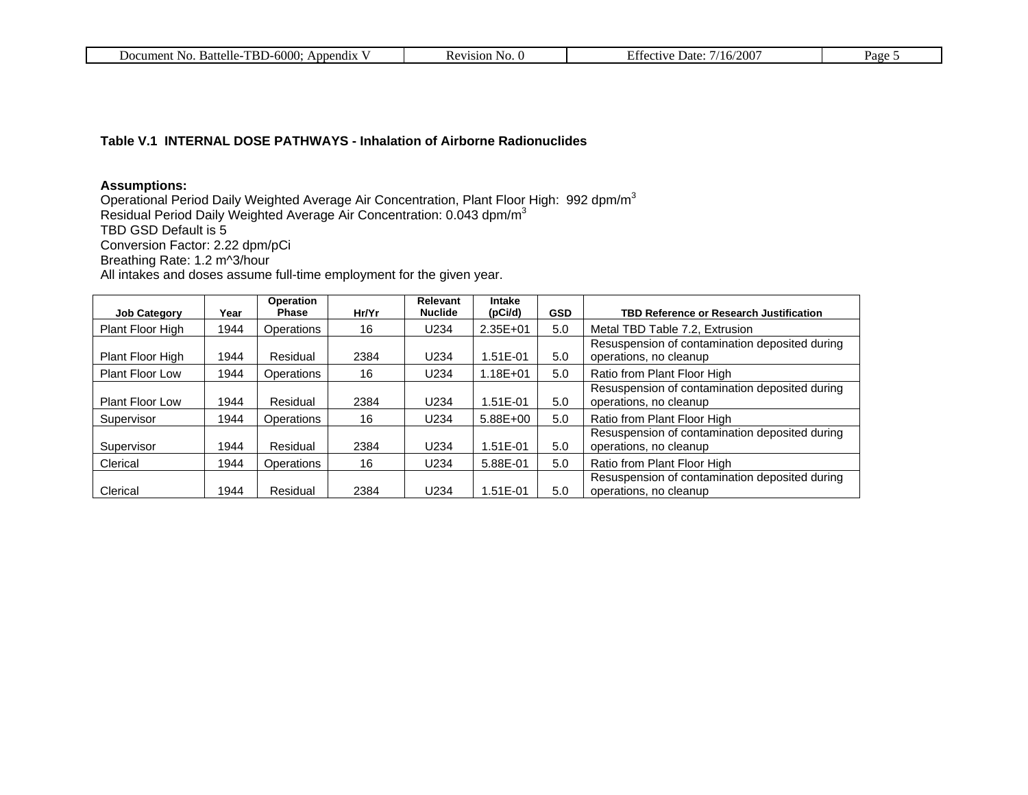**Table V.1 INTERNAL DOSE PATHWAYS - Inhalation of Airborne Radionuclides**

**Assumptions:**
Operational Period Daily Weighted Average Air Concentration, Plant Floor High: 992 dpm/m$^3$
Residual Period Daily Weighted Average Air Concentration: 0.043 dpm/m$^3$
TBD GSD Default is 5
Conversion Factor: 2.22 dpm/pCi
Breathing Rate: 1.2 m^3/hour
All intakes and doses assume full-time employment for the given year.

| Job Category | Year | Operation Phase | Hr/Yr | Relevant Nuclide | Intake (pCi/d) | GSD | TBD Reference or Research Justification |
|---|---|---|---|---|---|---|---|
| Plant Floor High | 1944 | Operations | 16 | U234 | 2.35E+01 | 5.0 | Metal TBD Table 7.2, Extrusion |
| Plant Floor High | 1944 | Residual | 2384 | U234 | 1.51E-01 | 5.0 | Resuspension of contamination deposited during operations, no cleanup |
| Plant Floor Low | 1944 | Operations | 16 | U234 | 1.18E+01 | 5.0 | Ratio from Plant Floor High |
| Plant Floor Low | 1944 | Residual | 2384 | U234 | 1.51E-01 | 5.0 | Resuspension of contamination deposited during operations, no cleanup |
| Supervisor | 1944 | Operations | 16 | U234 | 5.88E+00 | 5.0 | Ratio from Plant Floor High |
| Supervisor | 1944 | Residual | 2384 | U234 | 1.51E-01 | 5.0 | Resuspension of contamination deposited during operations, no cleanup |
| Clerical | 1944 | Operations | 16 | U234 | 5.88E-01 | 5.0 | Ratio from Plant Floor High |
| Clerical | 1944 | Residual | 2384 | U234 | 1.51E-01 | 5.0 | Resuspension of contamination deposited during operations, no cleanup |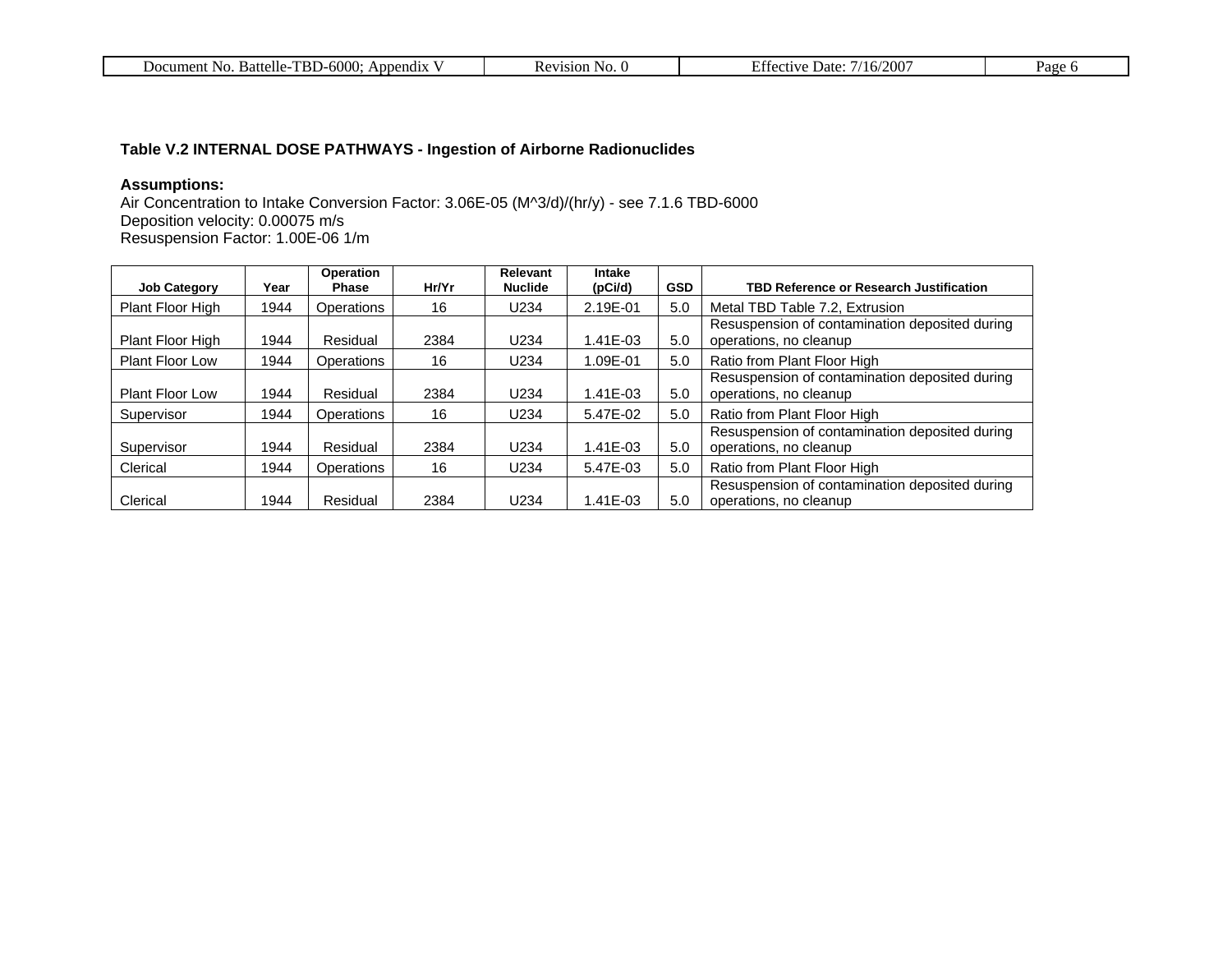**Table V.2 INTERNAL DOSE PATHWAYS - Ingestion of Airborne Radionuclides**

**Assumptions:**
Air Concentration to Intake Conversion Factor: 3.06E-05 (M^3/d)/(hr/y) - see 7.1.6 TBD-6000
Deposition velocity: 0.00075 m/s
Resuspension Factor: 1.00E-06 1/m

| Job Category | Year | Operation Phase | Hr/Yr | Relevant Nuclide | Intake (pCi/d) | GSD | TBD Reference or Research Justification |
|---|---|---|---|---|---|---|---|
| Plant Floor High | 1944 | Operations | 16 | U234 | 2.19E-01 | 5.0 | Metal TBD Table 7.2, Extrusion |
| Plant Floor High | 1944 | Residual | 2384 | U234 | 1.41E-03 | 5.0 | Resuspension of contamination deposited during operations, no cleanup |
| Plant Floor Low | 1944 | Operations | 16 | U234 | 1.09E-01 | 5.0 | Ratio from Plant Floor High |
| Plant Floor Low | 1944 | Residual | 2384 | U234 | 1.41E-03 | 5.0 | Resuspension of contamination deposited during operations, no cleanup |
| Supervisor | 1944 | Operations | 16 | U234 | 5.47E-02 | 5.0 | Ratio from Plant Floor High |
| Supervisor | 1944 | Residual | 2384 | U234 | 1.41E-03 | 5.0 | Resuspension of contamination deposited during operations, no cleanup |
| Clerical | 1944 | Operations | 16 | U234 | 5.47E-03 | 5.0 | Ratio from Plant Floor High |
| Clerical | 1944 | Residual | 2384 | U234 | 1.41E-03 | 5.0 | Resuspension of contamination deposited during operations, no cleanup |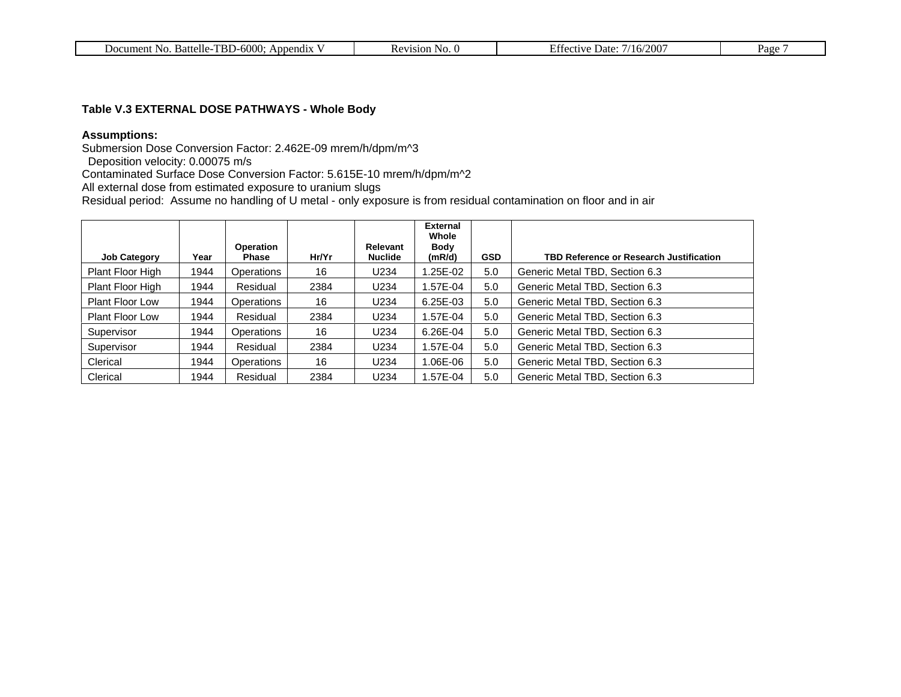**Table V.3 EXTERNAL DOSE PATHWAYS - Whole Body**

**Assumptions:**

Submersion Dose Conversion Factor: 2.462E-09 mrem/h/dpm/m^3
Deposition velocity: 0.00075 m/s
Contaminated Surface Dose Conversion Factor: 5.615E-10 mrem/h/dpm/m^2
All external dose from estimated exposure to uranium slugs
Residual period: Assume no handling of U metal - only exposure is from residual contamination on floor and in air

| Job Category | Year | Operation Phase | Hr/Yr | Relevant Nuclide | External Whole Body (mR/d) | GSD | TBD Reference or Research Justification |
|---|---|---|---|---|---|---|---|
| Plant Floor High | 1944 | Operations | 16 | U234 | 1.25E-02 | 5.0 | Generic Metal TBD, Section 6.3 |
| Plant Floor High | 1944 | Residual | 2384 | U234 | 1.57E-04 | 5.0 | Generic Metal TBD, Section 6.3 |
| Plant Floor Low | 1944 | Operations | 16 | U234 | 6.25E-03 | 5.0 | Generic Metal TBD, Section 6.3 |
| Plant Floor Low | 1944 | Residual | 2384 | U234 | 1.57E-04 | 5.0 | Generic Metal TBD, Section 6.3 |
| Supervisor | 1944 | Operations | 16 | U234 | 6.26E-04 | 5.0 | Generic Metal TBD, Section 6.3 |
| Supervisor | 1944 | Residual | 2384 | U234 | 1.57E-04 | 5.0 | Generic Metal TBD, Section 6.3 |
| Clerical | 1944 | Operations | 16 | U234 | 1.06E-06 | 5.0 | Generic Metal TBD, Section 6.3 |
| Clerical | 1944 | Residual | 2384 | U234 | 1.57E-04 | 5.0 | Generic Metal TBD, Section 6.3 |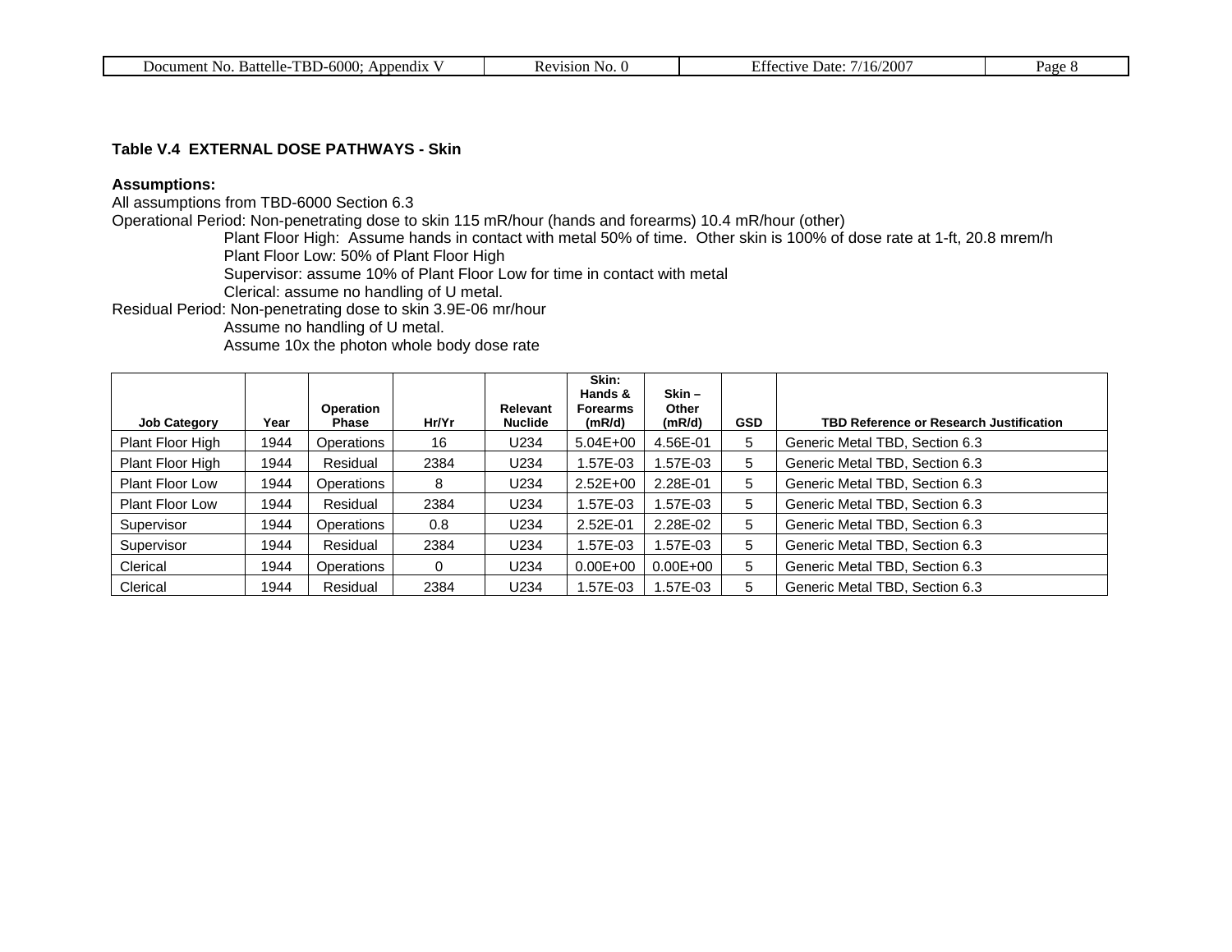### Table V.4 EXTERNAL DOSE PATHWAYS - Skin

**Assumptions:**

All assumptions from TBD-6000 Section 6.3

Operational Period: Non-penetrating dose to skin 115 mR/hour (hands and forearms) 10.4 mR/hour (other)

Plant Floor High: Assume hands in contact with metal 50% of time. Other skin is 100% of dose rate at 1-ft, 20.8 mrem/h

Plant Floor Low: 50% of Plant Floor High

Supervisor: assume 10% of Plant Floor Low for time in contact with metal

Clerical: assume no handling of U metal.

Residual Period: Non-penetrating dose to skin 3.9E-06 mr/hour

Assume no handling of U metal.

Assume 10x the photon whole body dose rate

| Job Category | Year | Operation Phase | Hr/Yr | Relevant Nuclide | Skin: Hands & Forearms (mR/d) | Skin – Other (mR/d) | GSD | TBD Reference or Research Justification |
|---|---|---|---|---|---|---|---|---|
| Plant Floor High | 1944 | Operations | 16 | U234 | 5.04E+00 | 4.56E-01 | 5 | Generic Metal TBD, Section 6.3 |
| Plant Floor High | 1944 | Residual | 2384 | U234 | 1.57E-03 | 1.57E-03 | 5 | Generic Metal TBD, Section 6.3 |
| Plant Floor Low | 1944 | Operations | 8 | U234 | 2.52E+00 | 2.28E-01 | 5 | Generic Metal TBD, Section 6.3 |
| Plant Floor Low | 1944 | Residual | 2384 | U234 | 1.57E-03 | 1.57E-03 | 5 | Generic Metal TBD, Section 6.3 |
| Supervisor | 1944 | Operations | 0.8 | U234 | 2.52E-01 | 2.28E-02 | 5 | Generic Metal TBD, Section 6.3 |
| Supervisor | 1944 | Residual | 2384 | U234 | 1.57E-03 | 1.57E-03 | 5 | Generic Metal TBD, Section 6.3 |
| Clerical | 1944 | Operations | 0 | U234 | 0.00E+00 | 0.00E+00 | 5 | Generic Metal TBD, Section 6.3 |
| Clerical | 1944 | Residual | 2384 | U234 | 1.57E-03 | 1.57E-03 | 5 | Generic Metal TBD, Section 6.3 |